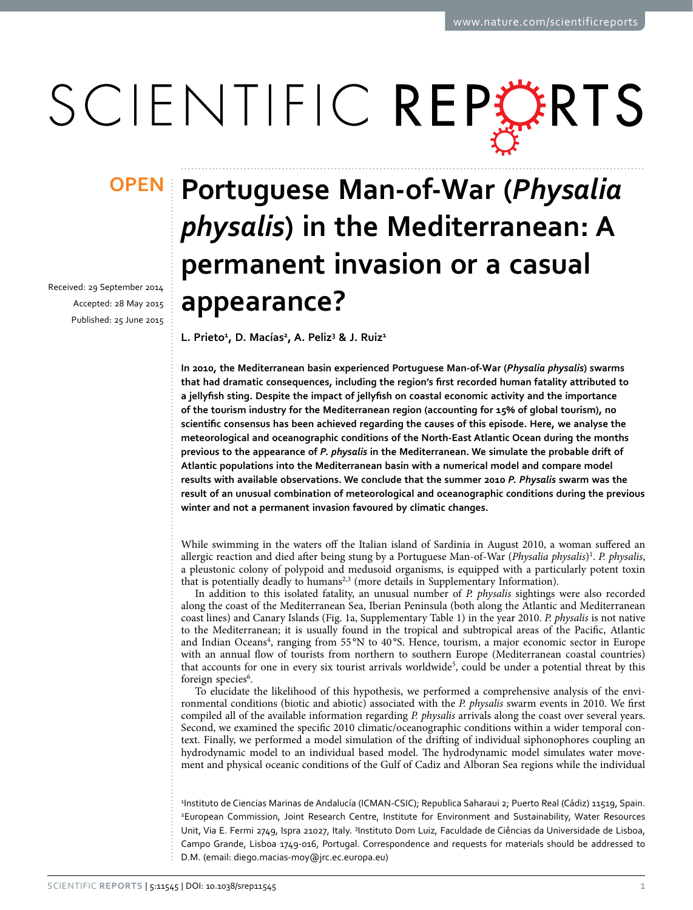OPEN

# Portuguese Man-of-War (*Physalia physalis*) in the Mediterranean: A permanent invasion or a casual appearance?

Received: 29 September 2014
Accepted: 28 May 2015
Published: 25 June 2015

L. Prieto[1], D. Macías[2], A. Peliz[3] & J. Ruiz[1]

**In 2010, the Mediterranean basin experienced Portuguese Man-of-War (*Physalia physalis*) swarms that had dramatic consequences, including the region's first recorded human fatality attributed to a jellyfish sting. Despite the impact of jellyfish on coastal economic activity and the importance of the tourism industry for the Mediterranean region (accounting for 15% of global tourism), no scientific consensus has been achieved regarding the causes of this episode. Here, we analyse the meteorological and oceanographic conditions of the North-East Atlantic Ocean during the months previous to the appearance of *P. physalis* in the Mediterranean. We simulate the probable drift of Atlantic populations into the Mediterranean basin with a numerical model and compare model results with available observations. We conclude that the summer 2010 *P. Physalis* swarm was the result of an unusual combination of meteorological and oceanographic conditions during the previous winter and not a permanent invasion favoured by climatic changes.**

While swimming in the waters off the Italian island of Sardinia in August 2010, a woman suffered an allergic reaction and died after being stung by a Portuguese Man-of-War (*Physalia physalis*)[1]. *P. physalis*, a pleustonic colony of polypoid and medusoid organisms, is equipped with a particularly potent toxin that is potentially deadly to humans[2,3] (more details in Supplementary Information).

In addition to this isolated fatality, an unusual number of *P. physalis* sightings were also recorded along the coast of the Mediterranean Sea, Iberian Peninsula (both along the Atlantic and Mediterranean coast lines) and Canary Islands (Fig. 1a, Supplementary Table 1) in the year 2010. *P. physalis* is not native to the Mediterranean; it is usually found in the tropical and subtropical areas of the Pacific, Atlantic and Indian Oceans[4], ranging from 55 °N to 40 °S. Hence, tourism, a major economic sector in Europe with an annual flow of tourists from northern to southern Europe (Mediterranean coastal countries) that accounts for one in every six tourist arrivals worldwide[5], could be under a potential threat by this foreign species[6].

To elucidate the likelihood of this hypothesis, we performed a comprehensive analysis of the environmental conditions (biotic and abiotic) associated with the *P. physalis* swarm events in 2010. We first compiled all of the available information regarding *P. physalis* arrivals along the coast over several years. Second, we examined the specific 2010 climatic/oceanographic conditions within a wider temporal context. Finally, we performed a model simulation of the drifting of individual siphonophores coupling an hydrodynamic model to an individual based model. The hydrodynamic model simulates water movement and physical oceanic conditions of the Gulf of Cadiz and Alboran Sea regions while the individual

[1]Instituto de Ciencias Marinas de Andalucía (ICMAN-CSIC); Republica Saharaui 2; Puerto Real (Cádiz) 11519, Spain. [2]European Commission, Joint Research Centre, Institute for Environment and Sustainability, Water Resources Unit, Via E. Fermi 2749, Ispra 21027, Italy. [3]Instituto Dom Luiz, Faculdade de Ciências da Universidade de Lisboa, Campo Grande, Lisboa 1749-016, Portugal. Correspondence and requests for materials should be addressed to D.M. (email: diego.macias-moy@jrc.ec.europa.eu)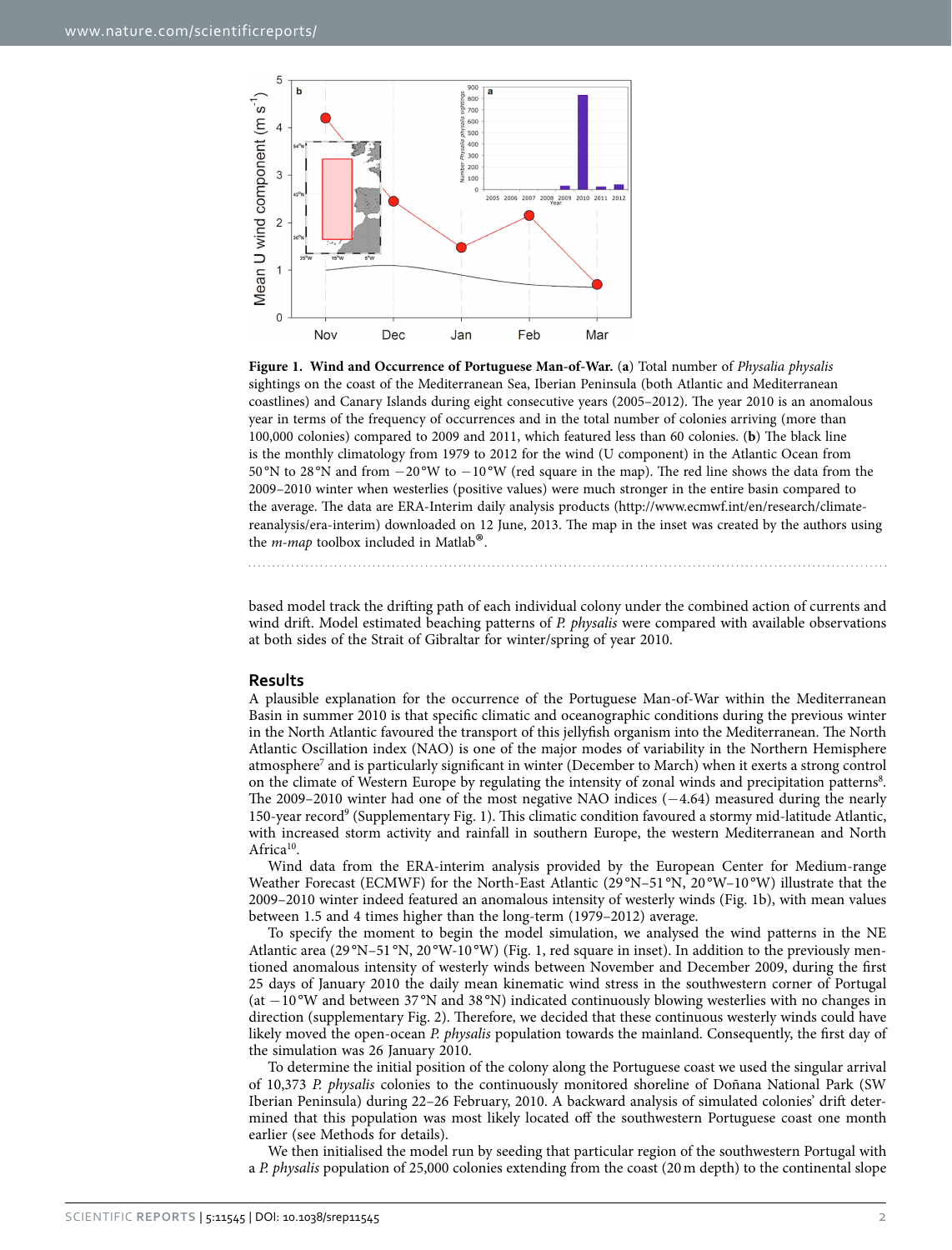**Figure 1. Wind and Occurrence of Portuguese Man-of-War.** (**a**) Total number of *Physalia physalis* sightings on the coast of the Mediterranean Sea, Iberian Peninsula (both Atlantic and Mediterranean coastlines) and Canary Islands during eight consecutive years (2005–2012). The year 2010 is an anomalous year in terms of the frequency of occurrences and in the total number of colonies arriving (more than 100,000 colonies) compared to 2009 and 2011, which featured less than 60 colonies. (**b**) The black line is the monthly climatology from 1979 to 2012 for the wind (U component) in the Atlantic Ocean from 50 °N to 28 °N and from −20 °W to −10 °W (red square in the map). The red line shows the data from the 2009–2010 winter when westerlies (positive values) were much stronger in the entire basin compared to the average. The data are ERA-Interim daily analysis products (http://www.ecmwf.int/en/research/climate-reanalysis/era-interim) downloaded on 12 June, 2013. The map in the inset was created by the authors using the *m-map* toolbox included in Matlab®.

based model track the drifting path of each individual colony under the combined action of currents and wind drift. Model estimated beaching patterns of *P. physalis* were compared with available observations at both sides of the Strait of Gibraltar for winter/spring of year 2010.

## Results

A plausible explanation for the occurrence of the Portuguese Man-of-War within the Mediterranean Basin in summer 2010 is that specific climatic and oceanographic conditions during the previous winter in the North Atlantic favoured the transport of this jellyfish organism into the Mediterranean. The North Atlantic Oscillation index (NAO) is one of the major modes of variability in the Northern Hemisphere atmosphere[7] and is particularly significant in winter (December to March) when it exerts a strong control on the climate of Western Europe by regulating the intensity of zonal winds and precipitation patterns[8]. The 2009–2010 winter had one of the most negative NAO indices (−4.64) measured during the nearly 150-year record[9] (Supplementary Fig. 1). This climatic condition favoured a stormy mid-latitude Atlantic, with increased storm activity and rainfall in southern Europe, the western Mediterranean and North Africa[10].

Wind data from the ERA-interim analysis provided by the European Center for Medium-range Weather Forecast (ECMWF) for the North-East Atlantic (29 °N–51 °N, 20 °W–10 °W) illustrate that the 2009–2010 winter indeed featured an anomalous intensity of westerly winds (Fig. 1b), with mean values between 1.5 and 4 times higher than the long-term (1979–2012) average.

To specify the moment to begin the model simulation, we analysed the wind patterns in the NE Atlantic area (29 °N–51 °N, 20 °W-10 °W) (Fig. 1, red square in inset). In addition to the previously mentioned anomalous intensity of westerly winds between November and December 2009, during the first 25 days of January 2010 the daily mean kinematic wind stress in the southwestern corner of Portugal (at −10 °W and between 37 °N and 38 °N) indicated continuously blowing westerlies with no changes in direction (supplementary Fig. 2). Therefore, we decided that these continuous westerly winds could have likely moved the open-ocean *P. physalis* population towards the mainland. Consequently, the first day of the simulation was 26 January 2010.

To determine the initial position of the colony along the Portuguese coast we used the singular arrival of 10,373 *P. physalis* colonies to the continuously monitored shoreline of Doñana National Park (SW Iberian Peninsula) during 22–26 February, 2010. A backward analysis of simulated colonies' drift determined that this population was most likely located off the southwestern Portuguese coast one month earlier (see Methods for details).

We then initialised the model run by seeding that particular region of the southwestern Portugal with a *P. physalis* population of 25,000 colonies extending from the coast (20 m depth) to the continental slope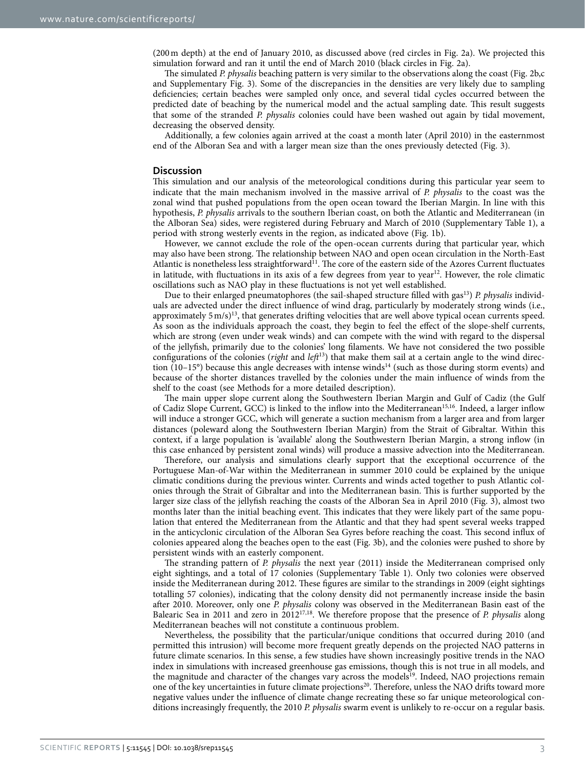(200 m depth) at the end of January 2010, as discussed above (red circles in Fig. 2a). We projected this simulation forward and ran it until the end of March 2010 (black circles in Fig. 2a).

The simulated *P. physalis* beaching pattern is very similar to the observations along the coast (Fig. 2b,c and Supplementary Fig. 3). Some of the discrepancies in the densities are very likely due to sampling deficiencies; certain beaches were sampled only once, and several tidal cycles occurred between the predicted date of beaching by the numerical model and the actual sampling date. This result suggests that some of the stranded *P. physalis* colonies could have been washed out again by tidal movement, decreasing the observed density.

Additionally, a few colonies again arrived at the coast a month later (April 2010) in the easternmost end of the Alboran Sea and with a larger mean size than the ones previously detected (Fig. 3).

## Discussion

This simulation and our analysis of the meteorological conditions during this particular year seem to indicate that the main mechanism involved in the massive arrival of *P. physalis* to the coast was the zonal wind that pushed populations from the open ocean toward the Iberian Margin. In line with this hypothesis, *P. physalis* arrivals to the southern Iberian coast, on both the Atlantic and Mediterranean (in the Alboran Sea) sides, were registered during February and March of 2010 (Supplementary Table 1), a period with strong westerly events in the region, as indicated above (Fig. 1b).

However, we cannot exclude the role of the open-ocean currents during that particular year, which may also have been strong. The relationship between NAO and open ocean circulation in the North-East Atlantic is nonetheless less straightforward[11]. The core of the eastern side of the Azores Current fluctuates in latitude, with fluctuations in its axis of a few degrees from year to year[12]. However, the role climatic oscillations such as NAO play in these fluctuations is not yet well established.

Due to their enlarged pneumatophores (the sail-shaped structure filled with gas[13]) *P. physalis* individuals are advected under the direct influence of wind drag, particularly by moderately strong winds (i.e., approximately 5 m/s)[13], that generates drifting velocities that are well above typical ocean currents speed. As soon as the individuals approach the coast, they begin to feel the effect of the slope-shelf currents, which are strong (even under weak winds) and can compete with the wind with regard to the dispersal of the jellyfish, primarily due to the colonies' long filaments. We have not considered the two possible configurations of the colonies (*right* and *left*[13]) that make them sail at a certain angle to the wind direction (10–15°) because this angle decreases with intense winds[14] (such as those during storm events) and because of the shorter distances travelled by the colonies under the main influence of winds from the shelf to the coast (see Methods for a more detailed description).

The main upper slope current along the Southwestern Iberian Margin and Gulf of Cadiz (the Gulf of Cadiz Slope Current, GCC) is linked to the inflow into the Mediterranean[15,16]. Indeed, a larger inflow will induce a stronger GCC, which will generate a suction mechanism from a larger area and from larger distances (poleward along the Southwestern Iberian Margin) from the Strait of Gibraltar. Within this context, if a large population is 'available' along the Southwestern Iberian Margin, a strong inflow (in this case enhanced by persistent zonal winds) will produce a massive advection into the Mediterranean.

Therefore, our analysis and simulations clearly support that the exceptional occurrence of the Portuguese Man-of-War within the Mediterranean in summer 2010 could be explained by the unique climatic conditions during the previous winter. Currents and winds acted together to push Atlantic colonies through the Strait of Gibraltar and into the Mediterranean basin. This is further supported by the larger size class of the jellyfish reaching the coasts of the Alboran Sea in April 2010 (Fig. 3), almost two months later than the initial beaching event. This indicates that they were likely part of the same population that entered the Mediterranean from the Atlantic and that they had spent several weeks trapped in the anticyclonic circulation of the Alboran Sea Gyres before reaching the coast. This second influx of colonies appeared along the beaches open to the east (Fig. 3b), and the colonies were pushed to shore by persistent winds with an easterly component.

The stranding pattern of *P. physalis* the next year (2011) inside the Mediterranean comprised only eight sightings, and a total of 17 colonies (Supplementary Table 1). Only two colonies were observed inside the Mediterranean during 2012. These figures are similar to the strandings in 2009 (eight sightings totalling 57 colonies), indicating that the colony density did not permanently increase inside the basin after 2010. Moreover, only one *P. physalis* colony was observed in the Mediterranean Basin east of the Balearic Sea in 2011 and zero in 2012[17,18]. We therefore propose that the presence of *P. physalis* along Mediterranean beaches will not constitute a continuous problem.

Nevertheless, the possibility that the particular/unique conditions that occurred during 2010 (and permitted this intrusion) will become more frequent greatly depends on the projected NAO patterns in future climate scenarios. In this sense, a few studies have shown increasingly positive trends in the NAO index in simulations with increased greenhouse gas emissions, though this is not true in all models, and the magnitude and character of the changes vary across the models[19]. Indeed, NAO projections remain one of the key uncertainties in future climate projections[20]. Therefore, unless the NAO drifts toward more negative values under the influence of climate change recreating these so far unique meteorological conditions increasingly frequently, the 2010 *P. physalis* swarm event is unlikely to re-occur on a regular basis.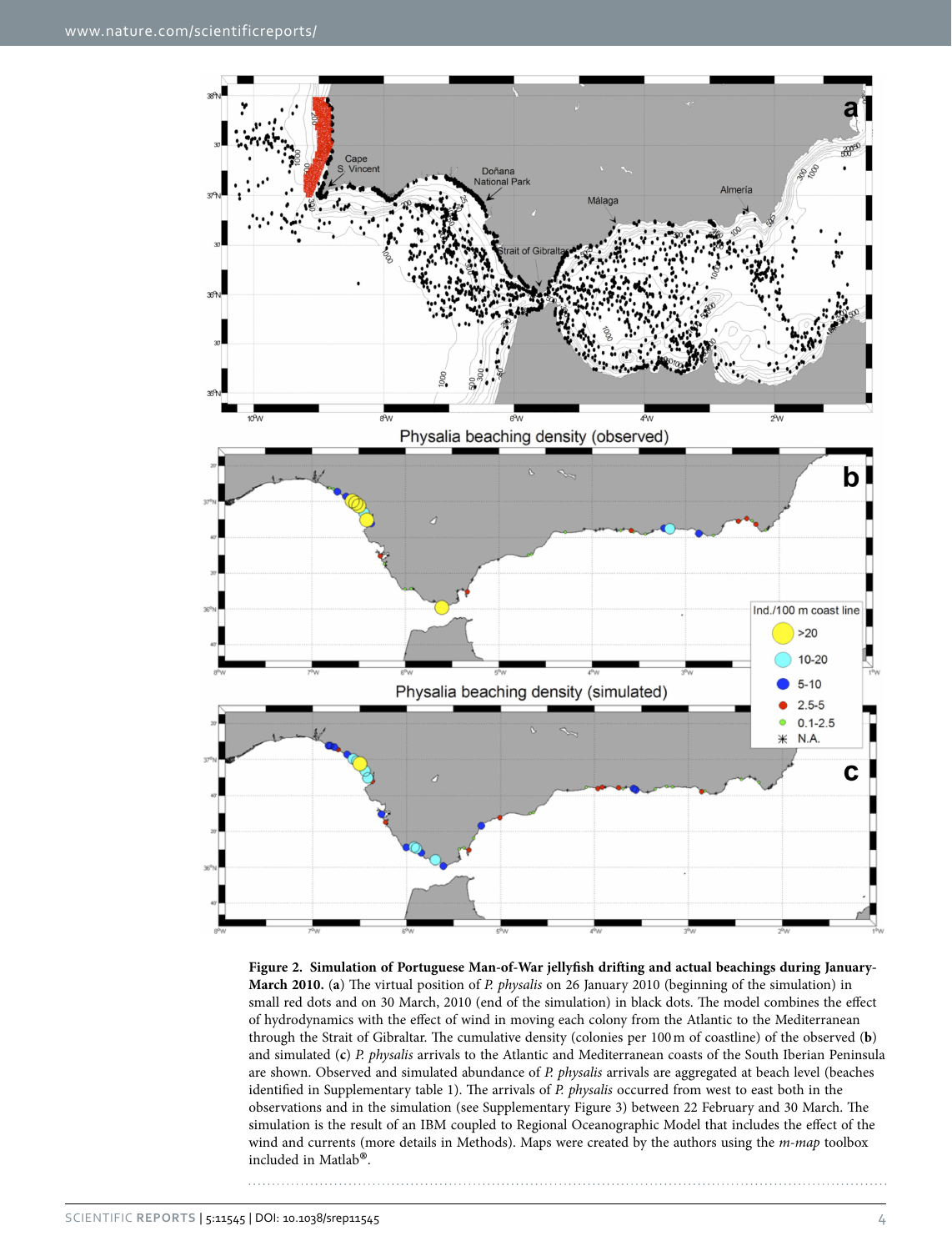**Figure 2. Simulation of Portuguese Man-of-War jellyfish drifting and actual beachings during January-March 2010.** (**a**) The virtual position of *P. physalis* on 26 January 2010 (beginning of the simulation) in small red dots and on 30 March, 2010 (end of the simulation) in black dots. The model combines the effect of hydrodynamics with the effect of wind in moving each colony from the Atlantic to the Mediterranean through the Strait of Gibraltar. The cumulative density (colonies per 100 m of coastline) of the observed (**b**) and simulated (**c**) *P. physalis* arrivals to the Atlantic and Mediterranean coasts of the South Iberian Peninsula are shown. Observed and simulated abundance of *P. physalis* arrivals are aggregated at beach level (beaches identified in Supplementary table 1). The arrivals of *P. physalis* occurred from west to east both in the observations and in the simulation (see Supplementary Figure 3) between 22 February and 30 March. The simulation is the result of an IBM coupled to Regional Oceanographic Model that includes the effect of the wind and currents (more details in Methods). Maps were created by the authors using the *m-map* toolbox included in Matlab®.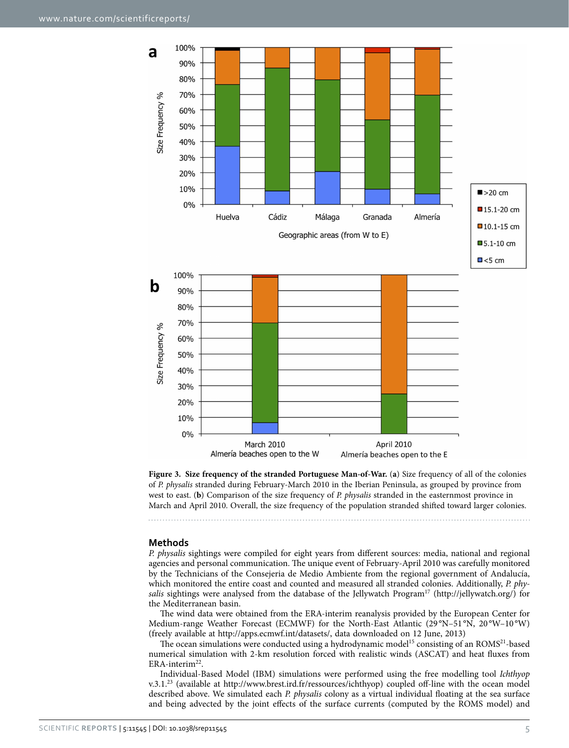Figure 3. **Size frequency of the stranded Portuguese Man-of-War.** (**a**) Size frequency of all of the colonies of *P. physalis* stranded during February-March 2010 in the Iberian Peninsula, as grouped by province from west to east. (**b**) Comparison of the size frequency of *P. physalis* stranded in the easternmost province in March and April 2010. Overall, the size frequency of the population stranded shifted toward larger colonies.

## Methods

*P. physalis* sightings were compiled for eight years from different sources: media, national and regional agencies and personal communication. The unique event of February-April 2010 was carefully monitored by the Technicians of the Consejeria de Medio Ambiente from the regional government of Andalucía, which monitored the entire coast and counted and measured all stranded colonies. Additionally, *P. physalis* sightings were analysed from the database of the Jellywatch Program[17] (http://jellywatch.org/) for the Mediterranean basin.

The wind data were obtained from the ERA-interim reanalysis provided by the European Center for Medium-range Weather Forecast (ECMWF) for the North-East Atlantic (29°N–51°N, 20°W–10°W) (freely available at http://apps.ecmwf.int/datasets/, data downloaded on 12 June, 2013)

The ocean simulations were conducted using a hydrodynamic model[15] consisting of an ROMS[21]-based numerical simulation with 2-km resolution forced with realistic winds (ASCAT) and heat fluxes from ERA-interim[22].

Individual-Based Model (IBM) simulations were performed using the free modelling tool *Ichthyop* v.3.1.[23] (available at http://www.brest.ird.fr/ressources/ichthyop) coupled off-line with the ocean model described above. We simulated each *P. physalis* colony as a virtual individual floating at the sea surface and being advected by the joint effects of the surface currents (computed by the ROMS model) and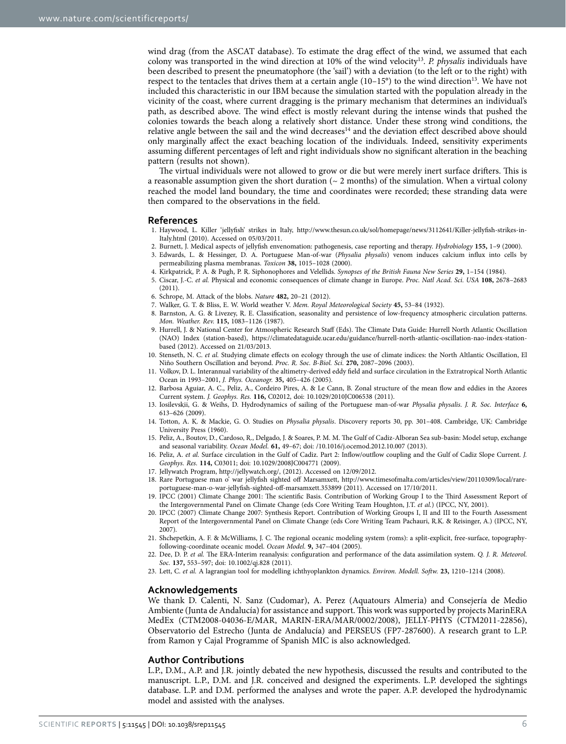wind drag (from the ASCAT database). To estimate the drag effect of the wind, we assumed that each colony was transported in the wind direction at 10% of the wind velocity[13]. *P. physalis* individuals have been described to present the pneumatophore (the 'sail') with a deviation (to the left or to the right) with respect to the tentacles that drives them at a certain angle (10–15°) to the wind direction[13]. We have not included this characteristic in our IBM because the simulation started with the population already in the vicinity of the coast, where current dragging is the primary mechanism that determines an individual's path, as described above. The wind effect is mostly relevant during the intense winds that pushed the colonies towards the beach along a relatively short distance. Under these strong wind conditions, the relative angle between the sail and the wind decreases[14] and the deviation effect described above should only marginally affect the exact beaching location of the individuals. Indeed, sensitivity experiments assuming different percentages of left and right individuals show no significant alteration in the beaching pattern (results not shown).

The virtual individuals were not allowed to grow or die but were merely inert surface drifters. This is a reasonable assumption given the short duration (~ 2 months) of the simulation. When a virtual colony reached the model land boundary, the time and coordinates were recorded; these stranding data were then compared to the observations in the field.

## References

1. Haywood, L. Killer 'jellyfish' strikes in Italy, http://www.thesun.co.uk/sol/homepage/news/3112641/Killer-jellyfish-strikes-in-Italy.html (2010). Accessed on 05/03/2011.
2. Burnett, J. Medical aspects of jellyfish envenomation: pathogenesis, case reporting and therapy. *Hydrobiology* **155,** 1–9 (2000).
3. Edwards, L. & Hessinger, D. A. Portuguese Man-of-war (*Physalia physalis*) venom induces calcium influx into cells by permeabilizing plasma membranas. *Toxicon* **38,** 1015–1028 (2000).
4. Kirkpatrick, P. A. & Pugh, P. R. Siphonophores and Velellids. *Synopses of the British Fauna New Series* **29,** 1–154 (1984).
5. Ciscar, J.-C. *et al.* Physical and economic consequences of climate change in Europe. *Proc. Natl Acad. Sci. USA* **108,** 2678–2683 (2011).
6. Schrope, M. Attack of the blobs. *Nature* **482,** 20–21 (2012).
7. Walker, G. T. & Bliss, E. W. World weather V. *Mem. Royal Meteorological Society* **45,** 53–84 (1932).
8. Barnston, A. G. & Livezey, R. E. Classification, seasonality and persistence of low-frequency atmospheric circulation patterns. *Mon. Weather. Rev.* **115,** 1083–1126 (1987).
9. Hurrell, J. & National Center for Atmospheric Research Staff (Eds). The Climate Data Guide: Hurrell North Atlantic Oscillation (NAO) Index (station-based), https://climatedataguide.ucar.edu/guidance/hurrell-north-atlantic-oscillation-nao-index-station-based (2012). Accessed on 21/03/2013.
10. Stenseth, N. C. *et al.* Studying climate effects on ecology through the use of climate indices: the North Altlantic Oscillation, El Niño Southern Oscillation and beyond. *Proc. R. Soc. B-Biol. Sci.* **270,** 2087–2096 (2003).
11. Volkov, D. L. Interannual variability of the altimetry-derived eddy field and surface circulation in the Extratropical North Atlantic Ocean in 1993–2001, *J. Phys. Oceanogr.* **35,** 405–426 (2005).
12. Barbosa Aguiar, A. C., Peliz, A., Cordeiro Pires, A. & Le Cann, B. Zonal structure of the mean flow and eddies in the Azores Current system. *J. Geophys. Res.* **116,** C02012, doi: 10.1029/2010JC006538 (2011).
13. Iosilevskii, G. & Weihs, D. Hydrodynamics of sailing of the Portuguese man-of-war *Physalia physalis*. *J. R. Soc. Interface* **6,** 613–626 (2009).
14. Totton, A. K. & Mackie, G. O. Studies on *Physalia physalis*. Discovery reports 30, pp. 301–408. Cambridge, UK: Cambridge University Press (1960).
15. Peliz, A., Boutov, D., Cardoso, R., Delgado, J. & Soares, P. M. M. The Gulf of Cadiz-Alboran Sea sub-basin: Model setup, exchange and seasonal variability. *Ocean Model.* **61,** 49–67; doi: /10.1016/j.ocemod.2012.10.007 (2013).
16. Peliz, A. *et al.* Surface circulation in the Gulf of Cadiz. Part 2: Inflow/outflow coupling and the Gulf of Cadiz Slope Current. *J. Geophys. Res.* **114,** C03011; doi: 10.1029/2008JC004771 (2009).
17. Jellywatch Program, http://jellywatch.org/, (2012). Accessed on 12/09/2012.
18. Rare Portuguese man o' war jellyfish sighted off Marsamxett, http://www.timesofmalta.com/articles/view/20110309/local/rare-portuguese-man-o-war-jellyfish-sighted-off-marsamxett.353899 (2011). Accessed on 17/10/2011.
19. IPCC (2001) Climate Change 2001: The scientific Basis. Contribution of Working Group I to the Third Assessment Report of the Intergovernmental Panel on Climate Change (eds Core Writing Team Houghton, J.T. *et al.*) (IPCC, NY, 2001).
20. IPCC (2007) Climate Change 2007: Synthesis Report. Contribution of Working Groups I, II and III to the Fourth Assessment Report of the Intergovernmental Panel on Climate Change (eds Core Writing Team Pachauri, R.K. & Reisinger, A.) (IPCC, NY, 2007).
21. Shchepetkin, A. F. & McWilliams, J. C. The regional oceanic modeling system (roms): a split-explicit, free-surface, topography-following-coordinate oceanic model. *Ocean Model.* **9,** 347–404 (2005).
22. Dee, D. P. *et al.* The ERA-Interim reanalysis: configuration and performance of the data assimilation system. *Q. J. R. Meteorol. Soc.* **137,** 553–597; doi: 10.1002/qj.828 (2011).
23. Lett, C. *et al.* A lagrangian tool for modelling ichthyoplankton dynamics. *Environ. Modell. Softw.* **23,** 1210–1214 (2008).

## Acknowledgements

We thank D. Calenti, N. Sanz (Cudomar), A. Perez (Aquatours Almeria) and Consejería de Medio Ambiente (Junta de Andalucía) for assistance and support. This work was supported by projects MarinERA MedEx (CTM2008-04036-E/MAR, MARIN-ERA/MAR/0002/2008), JELLY-PHYS (CTM2011-22856), Observatorio del Estrecho (Junta de Andalucía) and PERSEUS (FP7-287600). A research grant to L.P. from Ramon y Cajal Programme of Spanish MIC is also acknowledged.

## Author Contributions

L.P., D.M., A.P. and J.R. jointly debated the new hypothesis, discussed the results and contributed to the manuscript. L.P., D.M. and J.R. conceived and designed the experiments. L.P. developed the sightings database. L.P. and D.M. performed the analyses and wrote the paper. A.P. developed the hydrodynamic model and assisted with the analyses.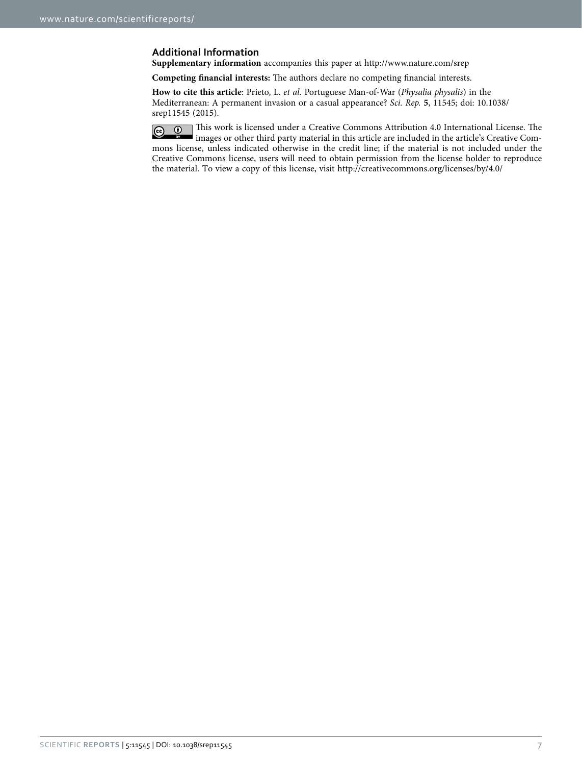## Additional Information

**Supplementary information** accompanies this paper at http://www.nature.com/srep

**Competing financial interests:** The authors declare no competing financial interests.

**How to cite this article**: Prieto, L. *et al.* Portuguese Man-of-War (*Physalia physalis*) in the Mediterranean: A permanent invasion or a casual appearance? *Sci. Rep.* **5**, 11545; doi: 10.1038/srep11545 (2015).

This work is licensed under a Creative Commons Attribution 4.0 International License. The images or other third party material in this article are included in the article's Creative Commons license, unless indicated otherwise in the credit line; if the material is not included under the Creative Commons license, users will need to obtain permission from the license holder to reproduce the material. To view a copy of this license, visit http://creativecommons.org/licenses/by/4.0/